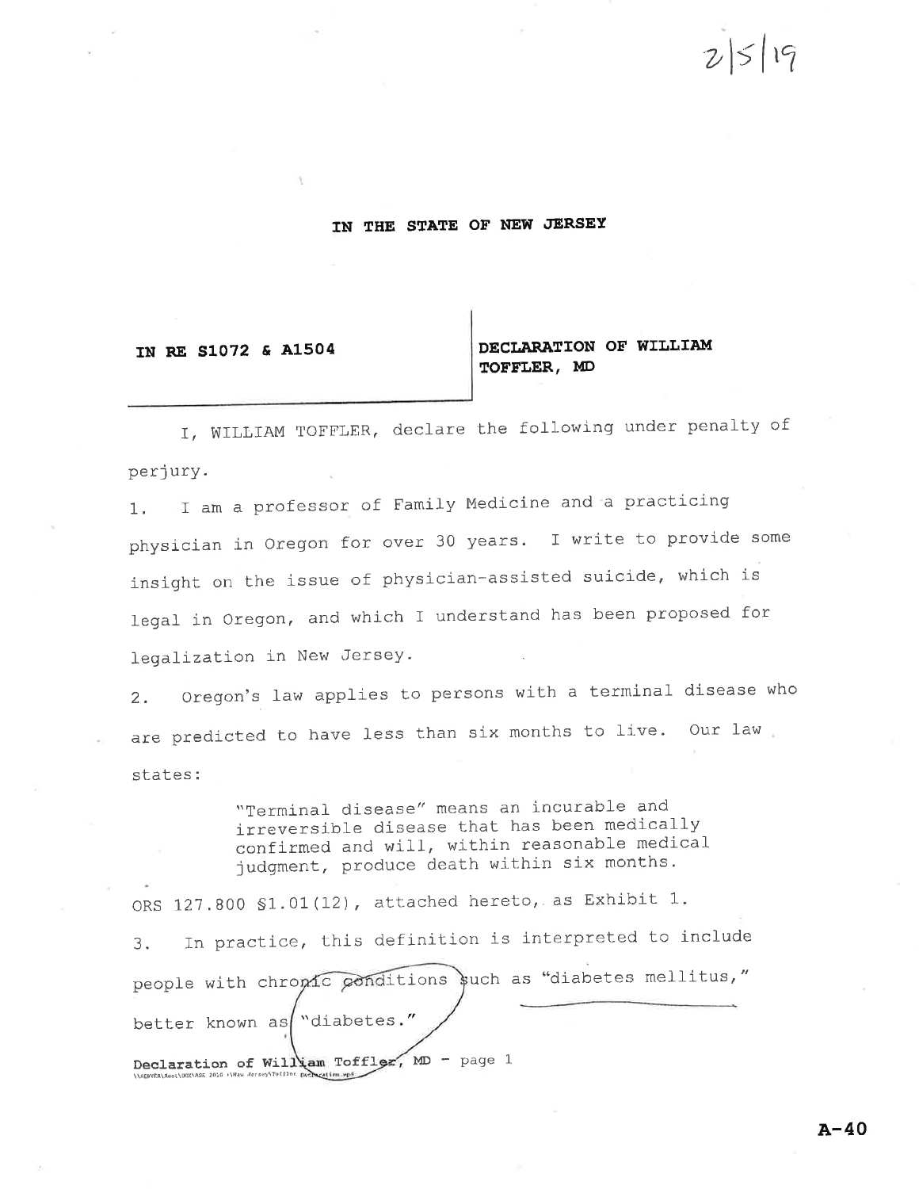2/5/19

**IN THE STATE OF NEW JERSEY**

| **IN RE S1072 & A1504** | **DECLARATION OF WILLIAM TOFFLER, MD** |
|---|---|

I, WILLIAM TOFFLER, declare the following under penalty of perjury.

1. I am a professor of Family Medicine and a practicing physician in Oregon for over 30 years. I write to provide some insight on the issue of physician-assisted suicide, which is legal in Oregon, and which I understand has been proposed for legalization in New Jersey.

2. Oregon's law applies to persons with a terminal disease who are predicted to have less than six months to live. Our law states:

> "Terminal disease" means an incurable and irreversible disease that has been medically confirmed and will, within reasonable medical judgment, produce death within six months.

ORS 127.800 §1.01(12), attached hereto, as Exhibit 1.

3. In practice, this definition is interpreted to include people with chronic conditions such as "diabetes mellitus," better known as "diabetes."

A-40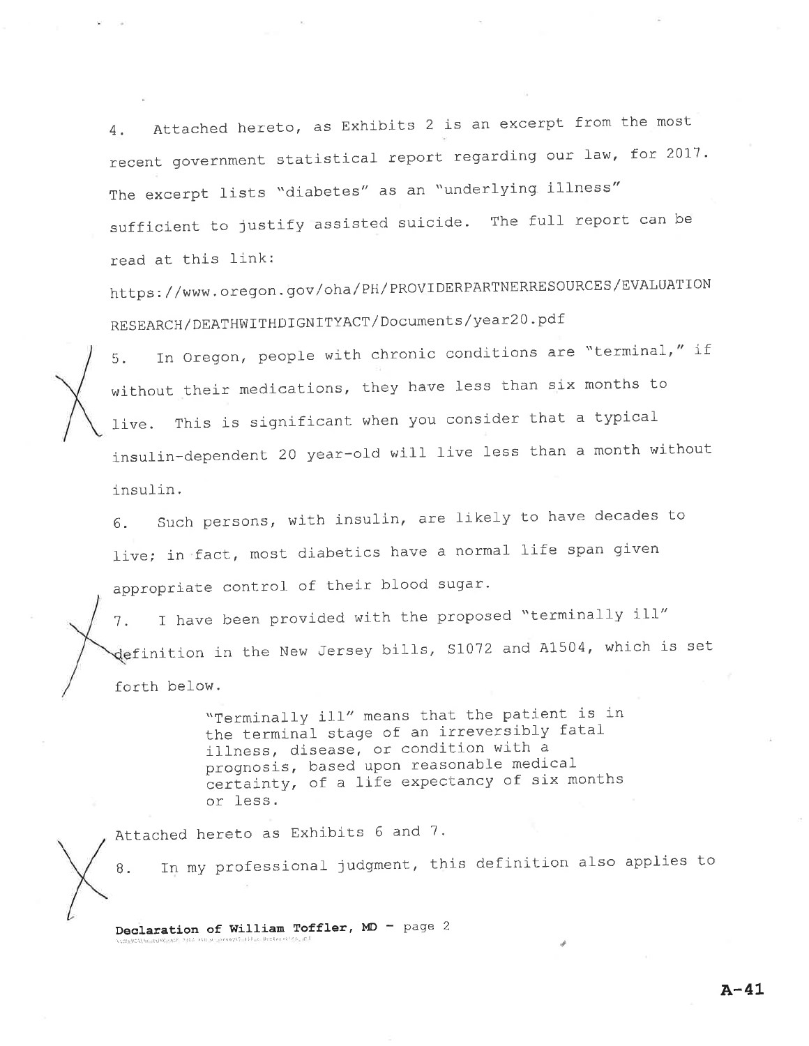4. Attached hereto, as Exhibits 2 is an excerpt from the most recent government statistical report regarding our law, for 2017. The excerpt lists "diabetes" as an "underlying illness" sufficient to justify assisted suicide. The full report can be read at this link:

https://www.oregon.gov/oha/PH/PROVIDERPARTNERRESOURCES/EVALUATIONRESEARCH/DEATHWITHDIGNITYACT/Documents/year20.pdf

5. In Oregon, people with chronic conditions are "terminal," if without their medications, they have less than six months to live. This is significant when you consider that a typical insulin-dependent 20 year-old will live less than a month without insulin.

6. Such persons, with insulin, are likely to have decades to live; in fact, most diabetics have a normal life span given appropriate control of their blood sugar.

7. I have been provided with the proposed "terminally ill" definition in the New Jersey bills, S1072 and A1504, which is set forth below.

> "Terminally ill" means that the patient is in the terminal stage of an irreversibly fatal illness, disease, or condition with a prognosis, based upon reasonable medical certainty, of a life expectancy of six months or less.

Attached hereto as Exhibits 6 and 7.

8. In my professional judgment, this definition also applies to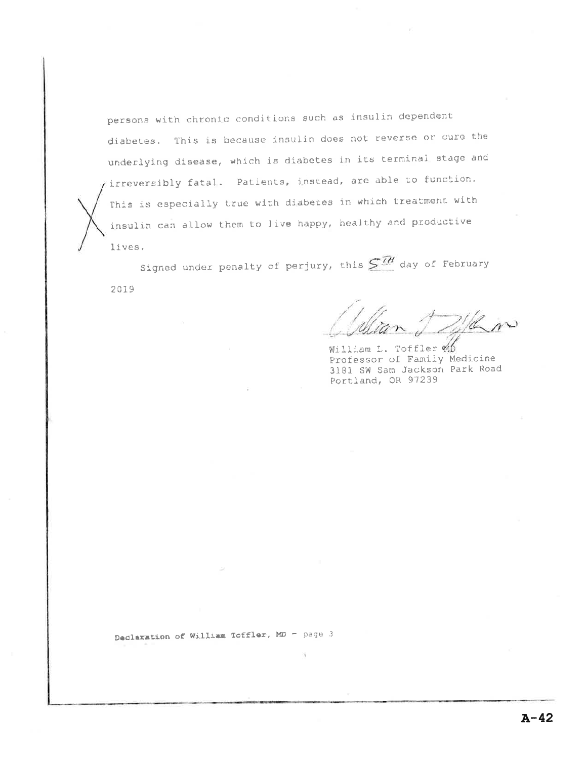persons with chronic conditions such as insulin dependent diabetes. This is because insulin does not reverse or cure the underlying disease, which is diabetes in its terminal stage and irreversibly fatal. Patients, instead, are able to function. This is especially true with diabetes in which treatment with insulin can allow them to live happy, healthy and productive lives.

Signed under penalty of perjury, this 5TH day of February 2019

William L. Toffler MD
Professor of Family Medicine
3181 SW Sam Jackson Park Road
Portland, OR 97239

**Declaration of William Toffler, MD** - page 3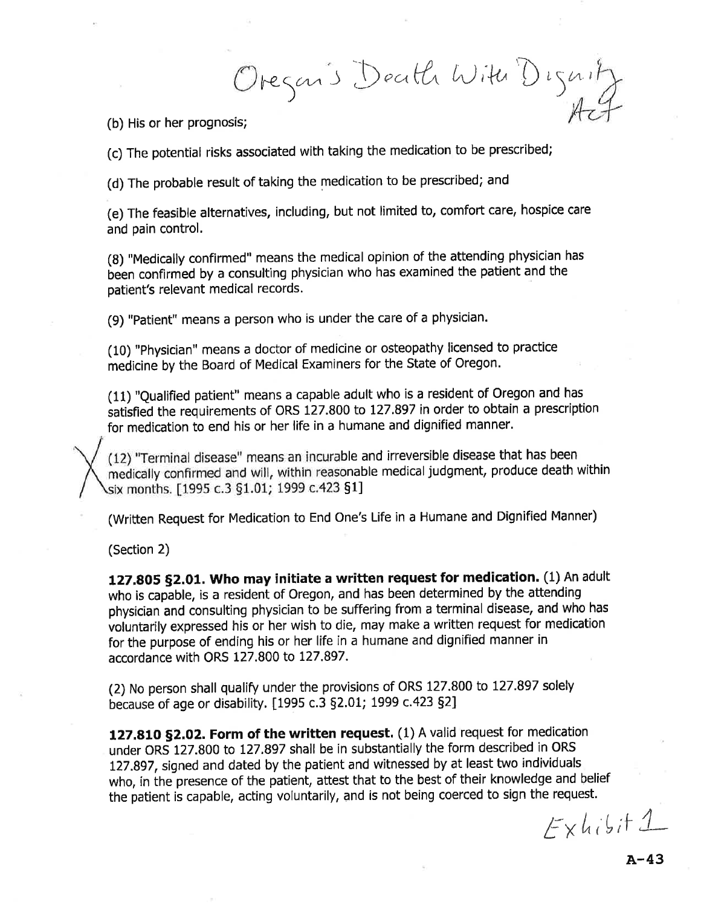Oregon's Death With Dignity Act

(b) His or her prognosis;

(c) The potential risks associated with taking the medication to be prescribed;

(d) The probable result of taking the medication to be prescribed; and

(e) The feasible alternatives, including, but not limited to, comfort care, hospice care and pain control.

(8) "Medically confirmed" means the medical opinion of the attending physician has been confirmed by a consulting physician who has examined the patient and the patient's relevant medical records.

(9) "Patient" means a person who is under the care of a physician.

(10) "Physician" means a doctor of medicine or osteopathy licensed to practice medicine by the Board of Medical Examiners for the State of Oregon.

(11) "Qualified patient" means a capable adult who is a resident of Oregon and has satisfied the requirements of ORS 127.800 to 127.897 in order to obtain a prescription for medication to end his or her life in a humane and dignified manner.

X (12) "Terminal disease" means an incurable and irreversible disease that has been medically confirmed and will, within reasonable medical judgment, produce death within six months. [1995 c.3 §1.01; 1999 c.423 §1]

(Written Request for Medication to End One's Life in a Humane and Dignified Manner)

(Section 2)

**127.805 §2.01. Who may initiate a written request for medication.** (1) An adult who is capable, is a resident of Oregon, and has been determined by the attending physician and consulting physician to be suffering from a terminal disease, and who has voluntarily expressed his or her wish to die, may make a written request for medication for the purpose of ending his or her life in a humane and dignified manner in accordance with ORS 127.800 to 127.897.

(2) No person shall qualify under the provisions of ORS 127.800 to 127.897 solely because of age or disability. [1995 c.3 §2.01; 1999 c.423 §2]

**127.810 §2.02. Form of the written request.** (1) A valid request for medication under ORS 127.800 to 127.897 shall be in substantially the form described in ORS 127.897, signed and dated by the patient and witnessed by at least two individuals who, in the presence of the patient, attest that to the best of their knowledge and belief the patient is capable, acting voluntarily, and is not being coerced to sign the request.

Exhibit 1

A-43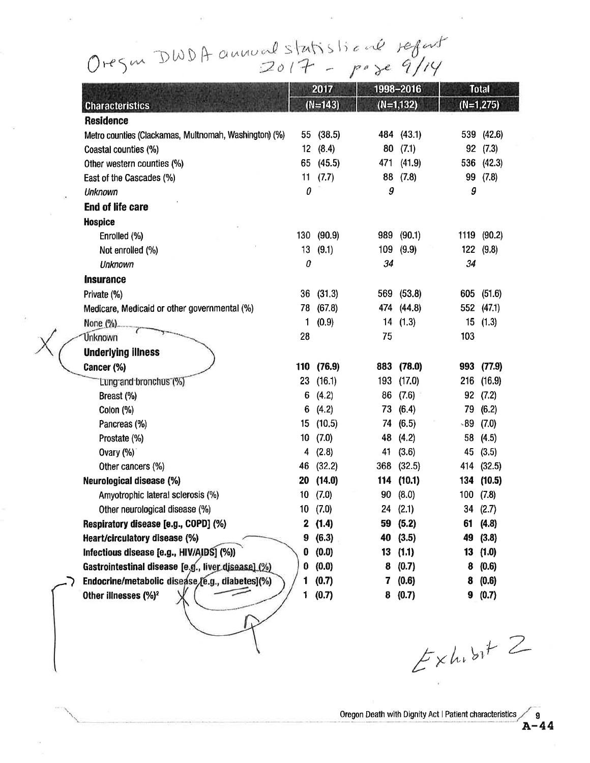Oregon DWDA annual statistical report 2017 - page 9/14

| Characteristics | 2017 (N=143) | 1998–2016 (N=1,132) | Total (N=1,275) |
|---|---|---|---|
| **Residence** | | | |
| Metro counties (Clackamas, Multnomah, Washington) (%) | 55 (38.5) | 484 (43.1) | 539 (42.6) |
| Coastal counties (%) | 12 (8.4) | 80 (7.1) | 92 (7.3) |
| Other western counties (%) | 65 (45.5) | 471 (41.9) | 536 (42.3) |
| East of the Cascades (%) | 11 (7.7) | 88 (7.8) | 99 (7.8) |
| *Unknown* | *0* | *9* | *9* |
| **End of life care** | | | |
| **Hospice** | | | |
| Enrolled (%) | 130 (90.9) | 989 (90.1) | 1119 (90.2) |
| Not enrolled (%) | 13 (9.1) | 109 (9.9) | 122 (9.8) |
| *Unknown* | *0* | *34* | *34* |
| **Insurance** | | | |
| Private (%) | 36 (31.3) | 569 (53.8) | 605 (51.6) |
| Medicare, Medicaid or other governmental (%) | 78 (67.8) | 474 (44.8) | 552 (47.1) |
| None (%) | 1 (0.9) | 14 (1.3) | 15 (1.3) |
| Unknown | 28 | 75 | 103 |
| **Underlying illness** | | | |
| **Cancer (%)** | **110 (76.9)** | **883 (78.0)** | **993 (77.9)** |
| Lung and bronchus (%) | 23 (16.1) | 193 (17.0) | 216 (16.9) |
| Breast (%) | 6 (4.2) | 86 (7.6) | 92 (7.2) |
| Colon (%) | 6 (4.2) | 73 (6.4) | 79 (6.2) |
| Pancreas (%) | 15 (10.5) | 74 (6.5) | 89 (7.0) |
| Prostate (%) | 10 (7.0) | 48 (4.2) | 58 (4.5) |
| Ovary (%) | 4 (2.8) | 41 (3.6) | 45 (3.5) |
| Other cancers (%) | 46 (32.2) | 368 (32.5) | 414 (32.5) |
| **Neurological disease (%)** | **20 (14.0)** | **114 (10.1)** | **134 (10.5)** |
| Amyotrophic lateral sclerosis (%) | 10 (7.0) | 90 (8.0) | 100 (7.8) |
| Other neurological disease (%) | 10 (7.0) | 24 (2.1) | 34 (2.7) |
| **Respiratory disease [e.g., COPD] (%)** | **2 (1.4)** | **59 (5.2)** | **61 (4.8)** |
| **Heart/circulatory disease (%)** | **9 (6.3)** | **40 (3.5)** | **49 (3.8)** |
| **Infectious disease [e.g., HIV/AIDS] (%))** | **0 (0.0)** | **13 (1.1)** | **13 (1.0)** |
| **Gastrointestinal disease [e.g., liver disease] (%)** | **0 (0.0)** | **8 (0.7)** | **8 (0.6)** |
| **Endocrine/metabolic disease [e.g., diabetes](%)** | **1 (0.7)** | **7 (0.6)** | **8 (0.6)** |
| **Other illnesses (%)[2]** | **1 (0.7)** | **8 (0.7)** | **9 (0.7)** |

Exhibit 2

A-44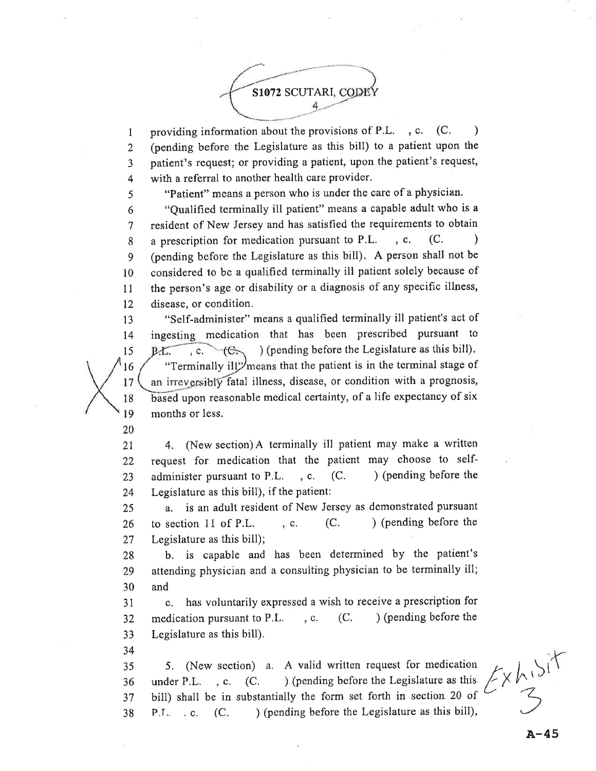S1072 SCUTARI, CODEY

providing information about the provisions of P.L. , c. (C. ) (pending before the Legislature as this bill) to a patient upon the patient's request; or providing a patient, upon the patient's request, with a referral to another health care provider.

"Patient" means a person who is under the care of a physician.

"Qualified terminally ill patient" means a capable adult who is a resident of New Jersey and has satisfied the requirements to obtain a prescription for medication pursuant to P.L. , c. (C. ) (pending before the Legislature as this bill). A person shall not be considered to be a qualified terminally ill patient solely because of the person's age or disability or a diagnosis of any specific illness, disease, or condition.

"Self-administer" means a qualified terminally ill patient's act of ingesting medication that has been prescribed pursuant to P.L. , c. (C. ) (pending before the Legislature as this bill).

"Terminally ill" means that the patient is in the terminal stage of an irreversibly fatal illness, disease, or condition with a prognosis, based upon reasonable medical certainty, of a life expectancy of six months or less.

4. (New section) A terminally ill patient may make a written request for medication that the patient may choose to self-administer pursuant to P.L. , c. (C. ) (pending before the Legislature as this bill), if the patient:

a. is an adult resident of New Jersey as demonstrated pursuant to section 11 of P.L. , c. (C. ) (pending before the Legislature as this bill);

b. is capable and has been determined by the patient's attending physician and a consulting physician to be terminally ill; and

c. has voluntarily expressed a wish to receive a prescription for medication pursuant to P.L. , c. (C. ) (pending before the Legislature as this bill).

5. (New section) a. A valid written request for medication under P.L. , c. (C. ) (pending before the Legislature as this bill) shall be in substantially the form set forth in section 20 of P.L. , c. (C. ) (pending before the Legislature as this bill),

Exhibit 3

A-45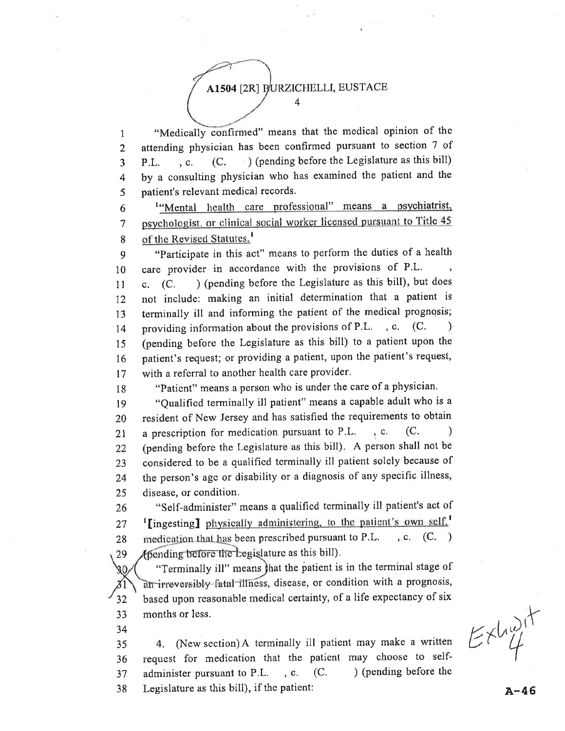A1504 [2R] BURZICHELLI, EUSTACE

"Medically confirmed" means that the medical opinion of the attending physician has been confirmed pursuant to section 7 of P.L. , c. (C. ) (pending before the Legislature as this bill) by a consulting physician who has examined the patient and the patient's relevant medical records.

[1]"Mental health care professional" means a psychiatrist, psychologist, or clinical social worker licensed pursuant to Title 45 of the Revised Statutes.[1]

"Participate in this act" means to perform the duties of a health care provider in accordance with the provisions of P.L. , c. (C. ) (pending before the Legislature as this bill), but does not include: making an initial determination that a patient is terminally ill and informing the patient of the medical prognosis; providing information about the provisions of P.L. , c. (C. ) (pending before the Legislature as this bill) to a patient upon the patient's request; or providing a patient, upon the patient's request, with a referral to another health care provider.

"Patient" means a person who is under the care of a physician.

"Qualified terminally ill patient" means a capable adult who is a resident of New Jersey and has satisfied the requirements to obtain a prescription for medication pursuant to P.L. , c. (C. ) (pending before the Legislature as this bill). A person shall not be considered to be a qualified terminally ill patient solely because of the person's age or disability or a diagnosis of any specific illness, disease, or condition.

"Self-administer" means a qualified terminally ill patient's act of [1][ingesting] physically administering, to the patient's own self,[1] medication that has been prescribed pursuant to P.L. , c. (C. ) (pending before the Legislature as this bill).

"Terminally ill" means that the patient is in the terminal stage of an irreversibly fatal illness, disease, or condition with a prognosis, based upon reasonable medical certainty, of a life expectancy of six months or less.

4. (New section) A terminally ill patient may make a written request for medication that the patient may choose to self-administer pursuant to P.L. , c. (C. ) (pending before the Legislature as this bill), if the patient:

Exhibit 4

A-46